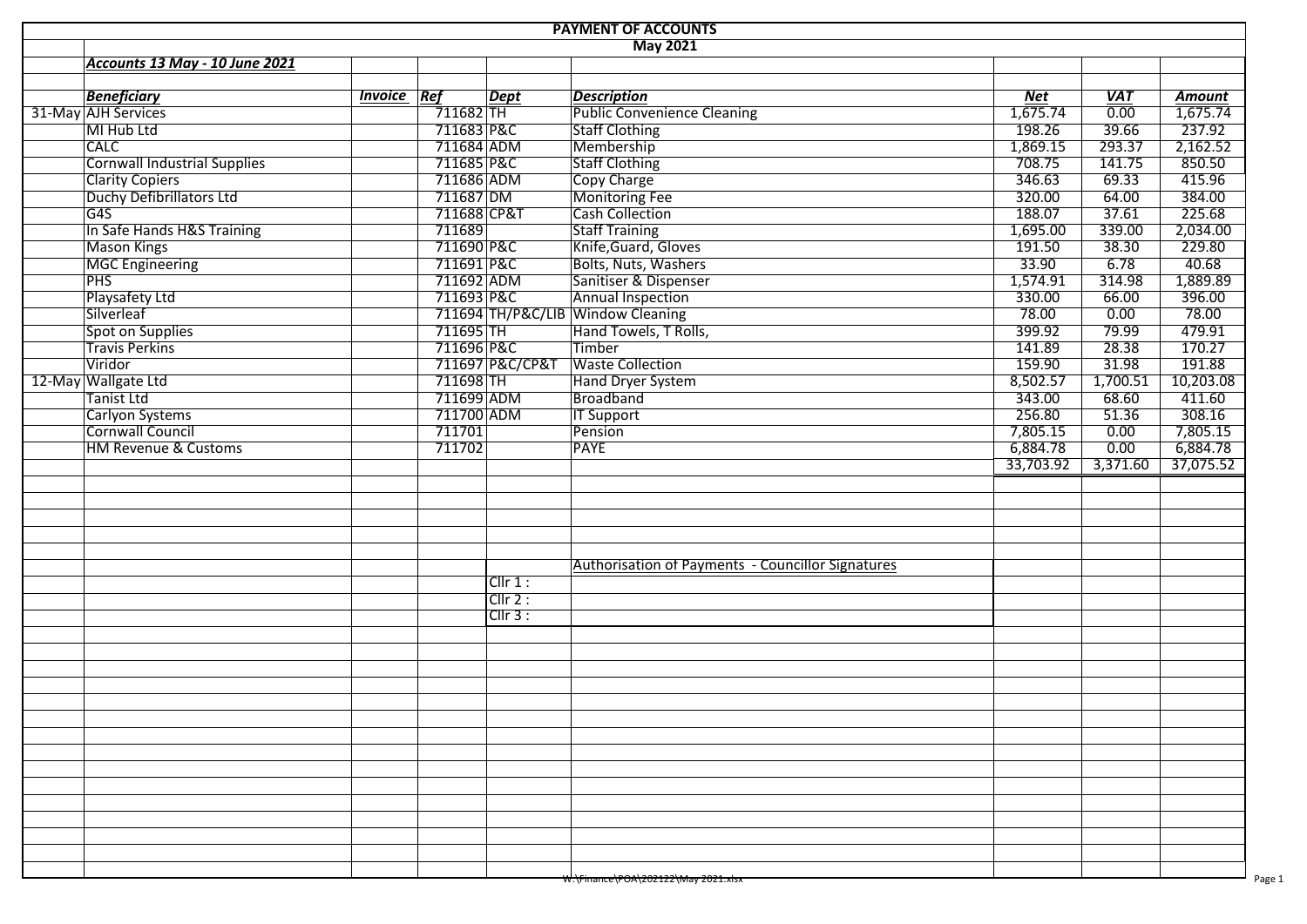# PAYMENT OF ACCOUNTS

## May 2021

***Accounts 13 May - 10 June 2021***

| | *Beneficiary* | *Invoice* | *Ref* | *Dept* | *Description* | *Net* | *VAT* | *Amount* |
|---|---|---|---|---|---|---|---|---|
| 31-May | AJH Services | | 711682 | TH | Public Convenience Cleaning | 1,675.74 | 0.00 | 1,675.74 |
| | MI Hub Ltd | | 711683 | P&C | Staff Clothing | 198.26 | 39.66 | 237.92 |
| | CALC | | 711684 | ADM | Membership | 1,869.15 | 293.37 | 2,162.52 |
| | Cornwall Industrial Supplies | | 711685 | P&C | Staff Clothing | 708.75 | 141.75 | 850.50 |
| | Clarity Copiers | | 711686 | ADM | Copy Charge | 346.63 | 69.33 | 415.96 |
| | Duchy Defibrillators Ltd | | 711687 | DM | Monitoring Fee | 320.00 | 64.00 | 384.00 |
| | G4S | | 711688 | CP&T | Cash Collection | 188.07 | 37.61 | 225.68 |
| | In Safe Hands H&S Training | | 711689 | | Staff Training | 1,695.00 | 339.00 | 2,034.00 |
| | Mason Kings | | 711690 | P&C | Knife,Guard, Gloves | 191.50 | 38.30 | 229.80 |
| | MGC Engineering | | 711691 | P&C | Bolts, Nuts, Washers | 33.90 | 6.78 | 40.68 |
| | PHS | | 711692 | ADM | Sanitiser & Dispenser | 1,574.91 | 314.98 | 1,889.89 |
| | Playsafety Ltd | | 711693 | P&C | Annual Inspection | 330.00 | 66.00 | 396.00 |
| | Silverleaf | | 711694 | TH/P&C/LIB | Window Cleaning | 78.00 | 0.00 | 78.00 |
| | Spot on Supplies | | 711695 | TH | Hand Towels, T Rolls, | 399.92 | 79.99 | 479.91 |
| | Travis Perkins | | 711696 | P&C | Timber | 141.89 | 28.38 | 170.27 |
| | Viridor | | 711697 | P&C/CP&T | Waste Collection | 159.90 | 31.98 | 191.88 |
| 12-May | Wallgate Ltd | | 711698 | TH | Hand Dryer System | 8,502.57 | 1,700.51 | 10,203.08 |
| | Tanist Ltd | | 711699 | ADM | Broadband | 343.00 | 68.60 | 411.60 |
| | Carlyon Systems | | 711700 | ADM | IT Support | 256.80 | 51.36 | 308.16 |
| | Cornwall Council | | 711701 | | Pension | 7,805.15 | 0.00 | 7,805.15 |
| | HM Revenue & Customs | | 711702 | | PAYE | 6,884.78 | 0.00 | 6,884.78 |
| | | | | | | 33,703.92 | 3,371.60 | 37,075.52 |

Authorisation of Payments - Councillor Signatures

Cllr 1 :

Cllr 2 :

Cllr 3 :

W:\Finance\POA\202122\May 2021.xlsx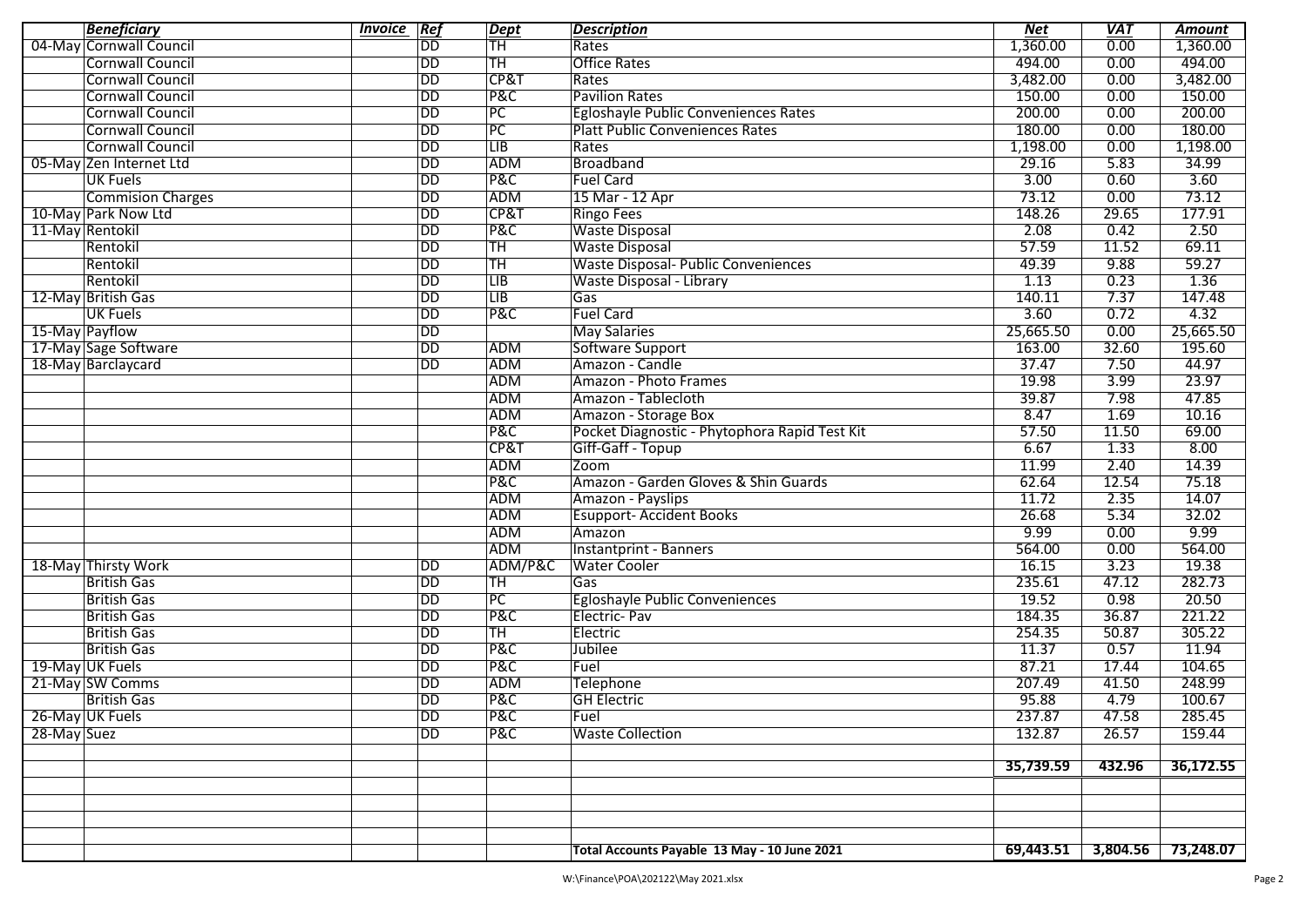| | Beneficiary | Invoice | Ref | Dept | Description | Net | VAT | Amount |
|---|---|---|---|---|---|---|---|---|
| 04-May | Cornwall Council | | DD | TH | Rates | 1,360.00 | 0.00 | 1,360.00 |
| | Cornwall Council | | DD | TH | Office Rates | 494.00 | 0.00 | 494.00 |
| | Cornwall Council | | DD | CP&T | Rates | 3,482.00 | 0.00 | 3,482.00 |
| | Cornwall Council | | DD | P&C | Pavilion Rates | 150.00 | 0.00 | 150.00 |
| | Cornwall Council | | DD | PC | Egloshayle Public Conveniences Rates | 200.00 | 0.00 | 200.00 |
| | Cornwall Council | | DD | PC | Platt Public Conveniences Rates | 180.00 | 0.00 | 180.00 |
| | Cornwall Council | | DD | LIB | Rates | 1,198.00 | 0.00 | 1,198.00 |
| 05-May | Zen Internet Ltd | | DD | ADM | Broadband | 29.16 | 5.83 | 34.99 |
| | UK Fuels | | DD | P&C | Fuel Card | 3.00 | 0.60 | 3.60 |
| | Commision Charges | | DD | ADM | 15 Mar - 12 Apr | 73.12 | 0.00 | 73.12 |
| 10-May | Park Now Ltd | | DD | CP&T | Ringo Fees | 148.26 | 29.65 | 177.91 |
| 11-May | Rentokil | | DD | P&C | Waste Disposal | 2.08 | 0.42 | 2.50 |
| | Rentokil | | DD | TH | Waste Disposal | 57.59 | 11.52 | 69.11 |
| | Rentokil | | DD | TH | Waste Disposal- Public Conveniences | 49.39 | 9.88 | 59.27 |
| | Rentokil | | DD | LIB | Waste Disposal - Library | 1.13 | 0.23 | 1.36 |
| 12-May | British Gas | | DD | LIB | Gas | 140.11 | 7.37 | 147.48 |
| | UK Fuels | | DD | P&C | Fuel Card | 3.60 | 0.72 | 4.32 |
| 15-May | Payflow | | DD | | May Salaries | 25,665.50 | 0.00 | 25,665.50 |
| 17-May | Sage Software | | DD | ADM | Software Support | 163.00 | 32.60 | 195.60 |
| 18-May | Barclaycard | | DD | ADM | Amazon - Candle | 37.47 | 7.50 | 44.97 |
| | | | | ADM | Amazon - Photo Frames | 19.98 | 3.99 | 23.97 |
| | | | | ADM | Amazon - Tablecloth | 39.87 | 7.98 | 47.85 |
| | | | | ADM | Amazon - Storage Box | 8.47 | 1.69 | 10.16 |
| | | | | P&C | Pocket Diagnostic - Phytophora Rapid Test Kit | 57.50 | 11.50 | 69.00 |
| | | | | CP&T | Giff-Gaff - Topup | 6.67 | 1.33 | 8.00 |
| | | | | ADM | Zoom | 11.99 | 2.40 | 14.39 |
| | | | | P&C | Amazon - Garden Gloves & Shin Guards | 62.64 | 12.54 | 75.18 |
| | | | | ADM | Amazon - Payslips | 11.72 | 2.35 | 14.07 |
| | | | | ADM | Esupport- Accident Books | 26.68 | 5.34 | 32.02 |
| | | | | ADM | Amazon | 9.99 | 0.00 | 9.99 |
| | | | | ADM | Instantprint - Banners | 564.00 | 0.00 | 564.00 |
| 18-May | Thirsty Work | | DD | ADM/P&C | Water Cooler | 16.15 | 3.23 | 19.38 |
| | British Gas | | DD | TH | Gas | 235.61 | 47.12 | 282.73 |
| | British Gas | | DD | PC | Egloshayle Public Conveniences | 19.52 | 0.98 | 20.50 |
| | British Gas | | DD | P&C | Electric- Pav | 184.35 | 36.87 | 221.22 |
| | British Gas | | DD | TH | Electric | 254.35 | 50.87 | 305.22 |
| | British Gas | | DD | P&C | Jubilee | 11.37 | 0.57 | 11.94 |
| 19-May | UK Fuels | | DD | P&C | Fuel | 87.21 | 17.44 | 104.65 |
| 21-May | SW Comms | | DD | ADM | Telephone | 207.49 | 41.50 | 248.99 |
| | British Gas | | DD | P&C | GH Electric | 95.88 | 4.79 | 100.67 |
| 26-May | UK Fuels | | DD | P&C | Fuel | 237.87 | 47.58 | 285.45 |
| 28-May | Suez | | DD | P&C | Waste Collection | 132.87 | 26.57 | 159.44 |
| | | | | | | | | |
| | | | | | | **35,739.59** | **432.96** | **36,172.55** |
| | | | | | | | | |
| | | | | | | | | |
| | | | | | | | | |
| | | | | | | | | |
| | | | | | **Total Accounts Payable 13 May - 10 June 2021** | **69,443.51** | **3,804.56** | **73,248.07** |

W:\Finance\POA\202122\May 2021.xlsx